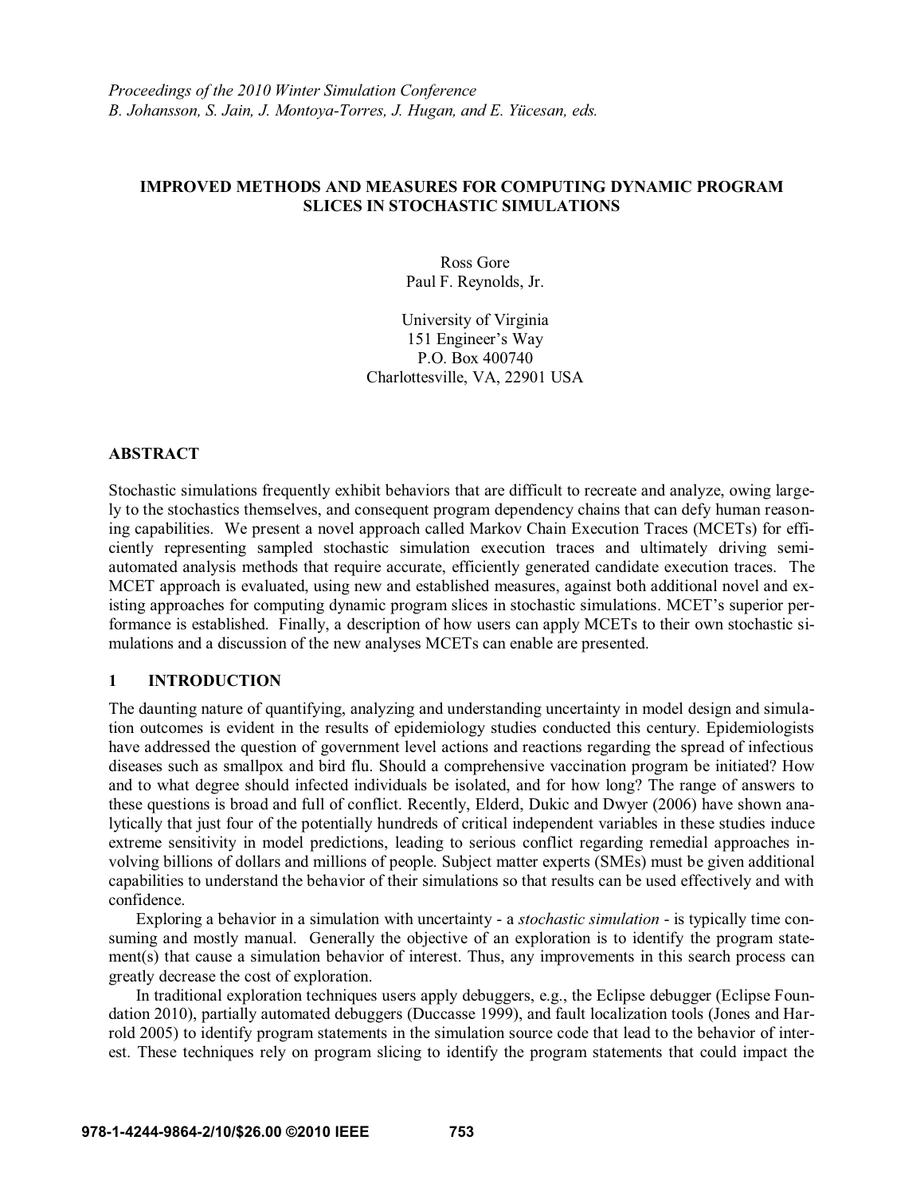*Proceedings of the 2010 Winter Simulation Conference*
*B. Johansson, S. Jain, J. Montoya-Torres, J. Hugan, and E. Yücesan, eds.*

# IMPROVED METHODS AND MEASURES FOR COMPUTING DYNAMIC PROGRAM SLICES IN STOCHASTIC SIMULATIONS

Ross Gore
Paul F. Reynolds, Jr.

University of Virginia
151 Engineer's Way
P.O. Box 400740
Charlottesville, VA, 22901 USA

## ABSTRACT

Stochastic simulations frequently exhibit behaviors that are difficult to recreate and analyze, owing largely to the stochastics themselves, and consequent program dependency chains that can defy human reasoning capabilities. We present a novel approach called Markov Chain Execution Traces (MCETs) for efficiently representing sampled stochastic simulation execution traces and ultimately driving semi-automated analysis methods that require accurate, efficiently generated candidate execution traces. The MCET approach is evaluated, using new and established measures, against both additional novel and existing approaches for computing dynamic program slices in stochastic simulations. MCET's superior performance is established. Finally, a description of how users can apply MCETs to their own stochastic simulations and a discussion of the new analyses MCETs can enable are presented.

## 1 INTRODUCTION

The daunting nature of quantifying, analyzing and understanding uncertainty in model design and simulation outcomes is evident in the results of epidemiology studies conducted this century. Epidemiologists have addressed the question of government level actions and reactions regarding the spread of infectious diseases such as smallpox and bird flu. Should a comprehensive vaccination program be initiated? How and to what degree should infected individuals be isolated, and for how long? The range of answers to these questions is broad and full of conflict. Recently, Elderd, Dukic and Dwyer (2006) have shown analytically that just four of the potentially hundreds of critical independent variables in these studies induce extreme sensitivity in model predictions, leading to serious conflict regarding remedial approaches involving billions of dollars and millions of people. Subject matter experts (SMEs) must be given additional capabilities to understand the behavior of their simulations so that results can be used effectively and with confidence.

Exploring a behavior in a simulation with uncertainty - a *stochastic simulation* - is typically time consuming and mostly manual. Generally the objective of an exploration is to identify the program statement(s) that cause a simulation behavior of interest. Thus, any improvements in this search process can greatly decrease the cost of exploration.

In traditional exploration techniques users apply debuggers, e.g., the Eclipse debugger (Eclipse Foundation 2010), partially automated debuggers (Duccasse 1999), and fault localization tools (Jones and Harrold 2005) to identify program statements in the simulation source code that lead to the behavior of interest. These techniques rely on program slicing to identify the program statements that could impact the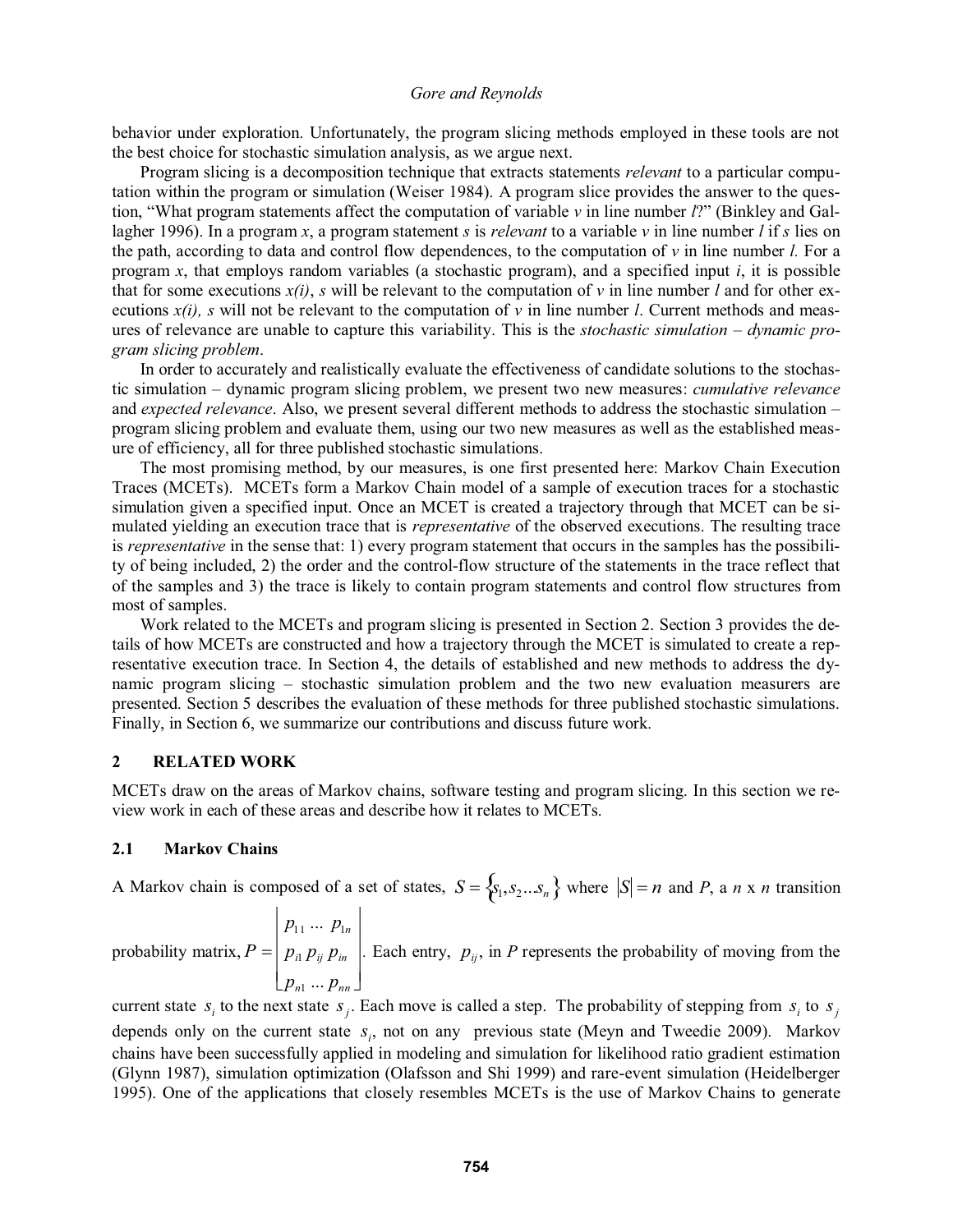behavior under exploration. Unfortunately, the program slicing methods employed in these tools are not the best choice for stochastic simulation analysis, as we argue next.

Program slicing is a decomposition technique that extracts statements *relevant* to a particular computation within the program or simulation (Weiser 1984). A program slice provides the answer to the question, "What program statements affect the computation of variable *v* in line number *l*?" (Binkley and Gallagher 1996). In a program *x*, a program statement *s* is *relevant* to a variable *v* in line number *l* if *s* lies on the path, according to data and control flow dependences, to the computation of *v* in line number *l.* For a program *x*, that employs random variables (a stochastic program), and a specified input *i*, it is possible that for some executions *x(i)*, *s* will be relevant to the computation of *v* in line number *l* and for other executions *x(i), s* will not be relevant to the computation of *v* in line number *l*. Current methods and measures of relevance are unable to capture this variability. This is the *stochastic simulation – dynamic program slicing problem*.

In order to accurately and realistically evaluate the effectiveness of candidate solutions to the stochastic simulation – dynamic program slicing problem, we present two new measures: *cumulative relevance* and *expected relevance*. Also, we present several different methods to address the stochastic simulation – program slicing problem and evaluate them, using our two new measures as well as the established measure of efficiency, all for three published stochastic simulations.

The most promising method, by our measures, is one first presented here: Markov Chain Execution Traces (MCETs). MCETs form a Markov Chain model of a sample of execution traces for a stochastic simulation given a specified input. Once an MCET is created a trajectory through that MCET can be simulated yielding an execution trace that is *representative* of the observed executions. The resulting trace is *representative* in the sense that: 1) every program statement that occurs in the samples has the possibility of being included, 2) the order and the control-flow structure of the statements in the trace reflect that of the samples and 3) the trace is likely to contain program statements and control flow structures from most of samples.

Work related to the MCETs and program slicing is presented in Section 2. Section 3 provides the details of how MCETs are constructed and how a trajectory through the MCET is simulated to create a representative execution trace. In Section 4, the details of established and new methods to address the dynamic program slicing – stochastic simulation problem and the two new evaluation measurers are presented. Section 5 describes the evaluation of these methods for three published stochastic simulations. Finally, in Section 6, we summarize our contributions and discuss future work.

## 2 RELATED WORK

MCETs draw on the areas of Markov chains, software testing and program slicing. In this section we review work in each of these areas and describe how it relates to MCETs.

### 2.1 Markov Chains

A Markov chain is composed of a set of states, $S = \{s_1, s_2 \ldots s_n\}$ where $|S| = n$ and *P*, a *n* x *n* transition probability matrix, $P = \begin{vmatrix} p_{11} \cdots p_{1n} \\ p_{i1}\, p_{ij}\, p_{in} \\ p_{n1} \cdots p_{nn} \end{vmatrix}$. Each entry, $p_{ij}$, in *P* represents the probability of moving from the current state $s_i$ to the next state $s_j$. Each move is called a step. The probability of stepping from $s_i$ to $s_j$ depends only on the current state $s_i$, not on any previous state (Meyn and Tweedie 2009). Markov chains have been successfully applied in modeling and simulation for likelihood ratio gradient estimation (Glynn 1987), simulation optimization (Olafsson and Shi 1999) and rare-event simulation (Heidelberger 1995). One of the applications that closely resembles MCETs is the use of Markov Chains to generate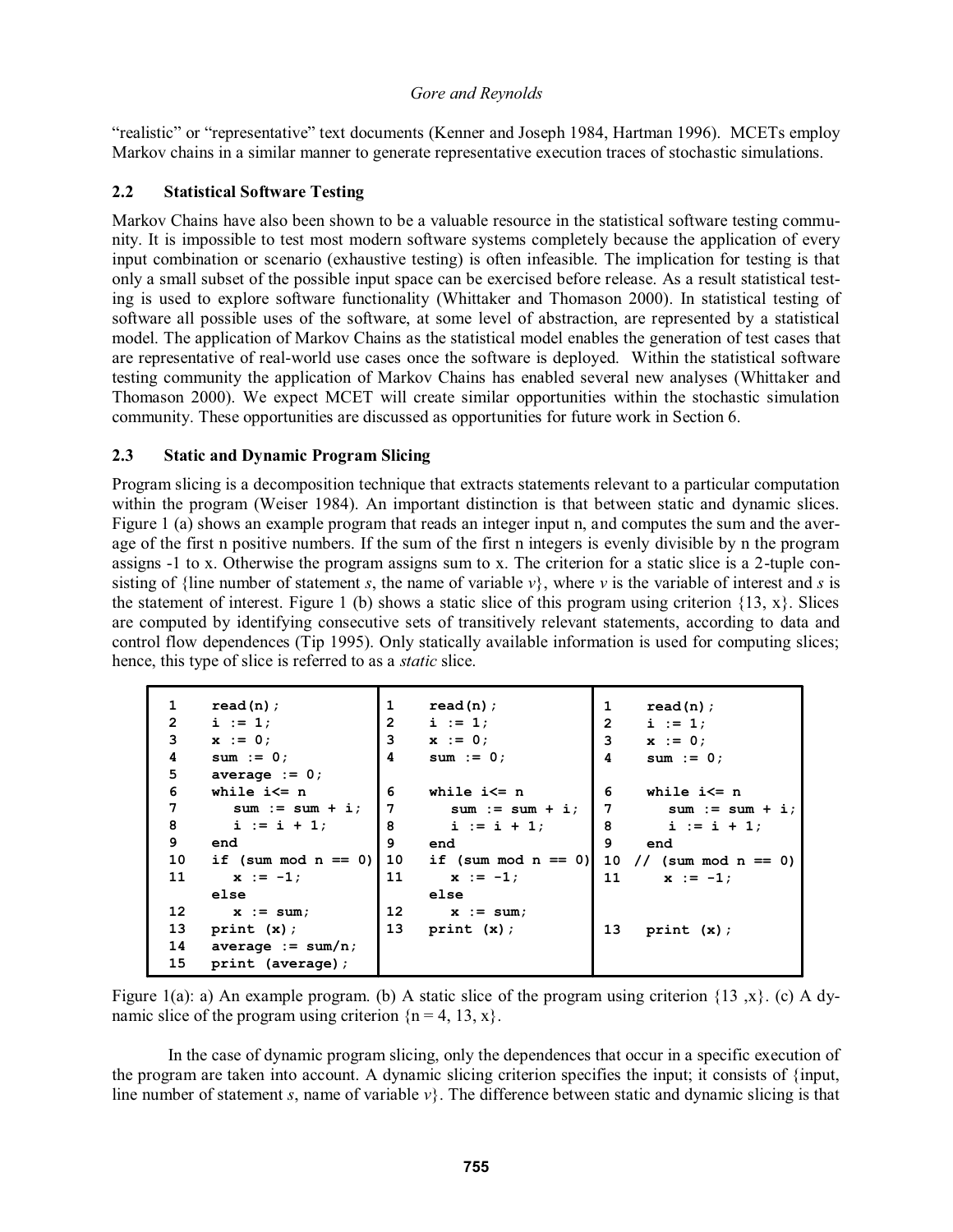"realistic" or "representative" text documents (Kenner and Joseph 1984, Hartman 1996). MCETs employ Markov chains in a similar manner to generate representative execution traces of stochastic simulations.

### 2.2 Statistical Software Testing

Markov Chains have also been shown to be a valuable resource in the statistical software testing community. It is impossible to test most modern software systems completely because the application of every input combination or scenario (exhaustive testing) is often infeasible. The implication for testing is that only a small subset of the possible input space can be exercised before release. As a result statistical testing is used to explore software functionality (Whittaker and Thomason 2000). In statistical testing of software all possible uses of the software, at some level of abstraction, are represented by a statistical model. The application of Markov Chains as the statistical model enables the generation of test cases that are representative of real-world use cases once the software is deployed. Within the statistical software testing community the application of Markov Chains has enabled several new analyses (Whittaker and Thomason 2000). We expect MCET will create similar opportunities within the stochastic simulation community. These opportunities are discussed as opportunities for future work in Section 6.

### 2.3 Static and Dynamic Program Slicing

Program slicing is a decomposition technique that extracts statements relevant to a particular computation within the program (Weiser 1984). An important distinction is that between static and dynamic slices. Figure 1 (a) shows an example program that reads an integer input n, and computes the sum and the average of the first n positive numbers. If the sum of the first n integers is evenly divisible by n the program assigns -1 to x. Otherwise the program assigns sum to x. The criterion for a static slice is a 2-tuple consisting of {line number of statement *s*, the name of variable *v*}, where *v* is the variable of interest and *s* is the statement of interest. Figure 1 (b) shows a static slice of this program using criterion {13, x}. Slices are computed by identifying consecutive sets of transitively relevant statements, according to data and control flow dependences (Tip 1995). Only statically available information is used for computing slices; hence, this type of slice is referred to as a *static* slice.

```
(a)
1    read(n);
2    i := 1;
3    x := 0;
4    sum := 0;
5    average := 0;
6    while i<= n
7       sum := sum + i;
8       i := i + 1;
9    end
10   if (sum mod n == 0)
11      x := -1;
     else
12      x := sum;
13   print (x);
14   average := sum/n;
15   print (average);
```

```
(b)
1    read(n);
2    i := 1;
3    x := 0;
4    sum := 0;

6    while i<= n
7       sum := sum + i;
8       i := i + 1;
9    end
10   if (sum mod n == 0)
11      x := -1;
     else
12      x := sum;
13   print (x);
```

```
(c)
1    read(n);
2    i := 1;
3    x := 0;
4    sum := 0;

6    while i<= n
7       sum := sum + i;
8       i := i + 1;
9    end
10 // (sum mod n == 0)
11      x := -1;


13   print (x);
```

Figure 1(a): a) An example program. (b) A static slice of the program using criterion {13 ,x}. (c) A dynamic slice of the program using criterion {n = 4, 13, x}.

In the case of dynamic program slicing, only the dependences that occur in a specific execution of the program are taken into account. A dynamic slicing criterion specifies the input; it consists of {input, line number of statement *s*, name of variable *v*}. The difference between static and dynamic slicing is that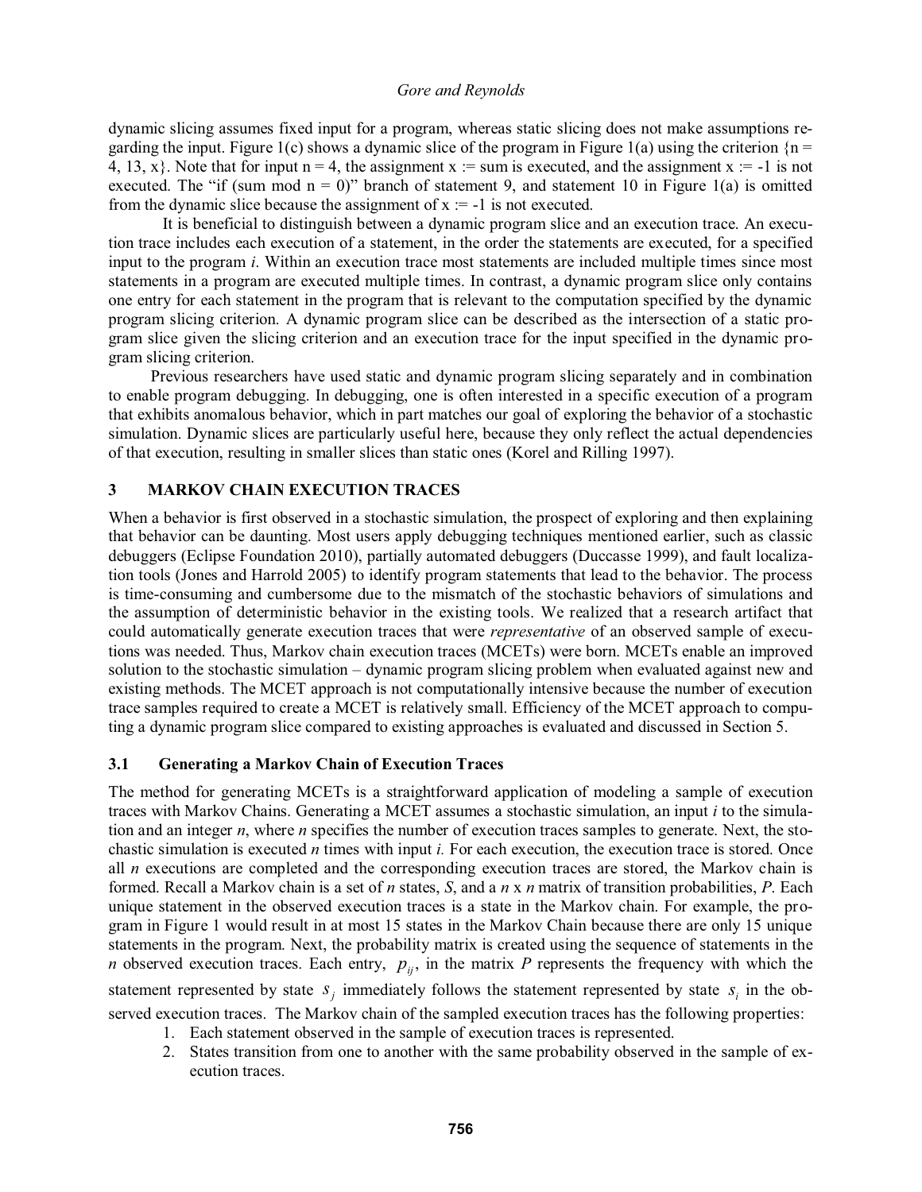dynamic slicing assumes fixed input for a program, whereas static slicing does not make assumptions regarding the input. Figure 1(c) shows a dynamic slice of the program in Figure 1(a) using the criterion {n = 4, 13, x}. Note that for input n = 4, the assignment x := sum is executed, and the assignment x := -1 is not executed. The "if (sum mod n = 0)" branch of statement 9, and statement 10 in Figure 1(a) is omitted from the dynamic slice because the assignment of x := -1 is not executed.

It is beneficial to distinguish between a dynamic program slice and an execution trace. An execution trace includes each execution of a statement, in the order the statements are executed, for a specified input to the program *i*. Within an execution trace most statements are included multiple times since most statements in a program are executed multiple times. In contrast, a dynamic program slice only contains one entry for each statement in the program that is relevant to the computation specified by the dynamic program slicing criterion. A dynamic program slice can be described as the intersection of a static program slice given the slicing criterion and an execution trace for the input specified in the dynamic program slicing criterion.

Previous researchers have used static and dynamic program slicing separately and in combination to enable program debugging. In debugging, one is often interested in a specific execution of a program that exhibits anomalous behavior, which in part matches our goal of exploring the behavior of a stochastic simulation. Dynamic slices are particularly useful here, because they only reflect the actual dependencies of that execution, resulting in smaller slices than static ones (Korel and Rilling 1997).

## 3 MARKOV CHAIN EXECUTION TRACES

When a behavior is first observed in a stochastic simulation, the prospect of exploring and then explaining that behavior can be daunting. Most users apply debugging techniques mentioned earlier, such as classic debuggers (Eclipse Foundation 2010), partially automated debuggers (Duccasse 1999), and fault localization tools (Jones and Harrold 2005) to identify program statements that lead to the behavior. The process is time-consuming and cumbersome due to the mismatch of the stochastic behaviors of simulations and the assumption of deterministic behavior in the existing tools. We realized that a research artifact that could automatically generate execution traces that were *representative* of an observed sample of executions was needed. Thus, Markov chain execution traces (MCETs) were born. MCETs enable an improved solution to the stochastic simulation – dynamic program slicing problem when evaluated against new and existing methods. The MCET approach is not computationally intensive because the number of execution trace samples required to create a MCET is relatively small. Efficiency of the MCET approach to computing a dynamic program slice compared to existing approaches is evaluated and discussed in Section 5.

### 3.1 Generating a Markov Chain of Execution Traces

The method for generating MCETs is a straightforward application of modeling a sample of execution traces with Markov Chains. Generating a MCET assumes a stochastic simulation, an input *i* to the simulation and an integer *n*, where *n* specifies the number of execution traces samples to generate. Next, the stochastic simulation is executed *n* times with input *i.* For each execution, the execution trace is stored. Once all *n* executions are completed and the corresponding execution traces are stored, the Markov chain is formed. Recall a Markov chain is a set of *n* states, *S*, and a *n* x *n* matrix of transition probabilities, *P*. Each unique statement in the observed execution traces is a state in the Markov chain. For example, the program in Figure 1 would result in at most 15 states in the Markov Chain because there are only 15 unique statements in the program. Next, the probability matrix is created using the sequence of statements in the *n* observed execution traces. Each entry, $p_{ij}$, in the matrix *P* represents the frequency with which the statement represented by state $s_j$ immediately follows the statement represented by state $s_i$ in the observed execution traces. The Markov chain of the sampled execution traces has the following properties:

1. Each statement observed in the sample of execution traces is represented.
2. States transition from one to another with the same probability observed in the sample of execution traces.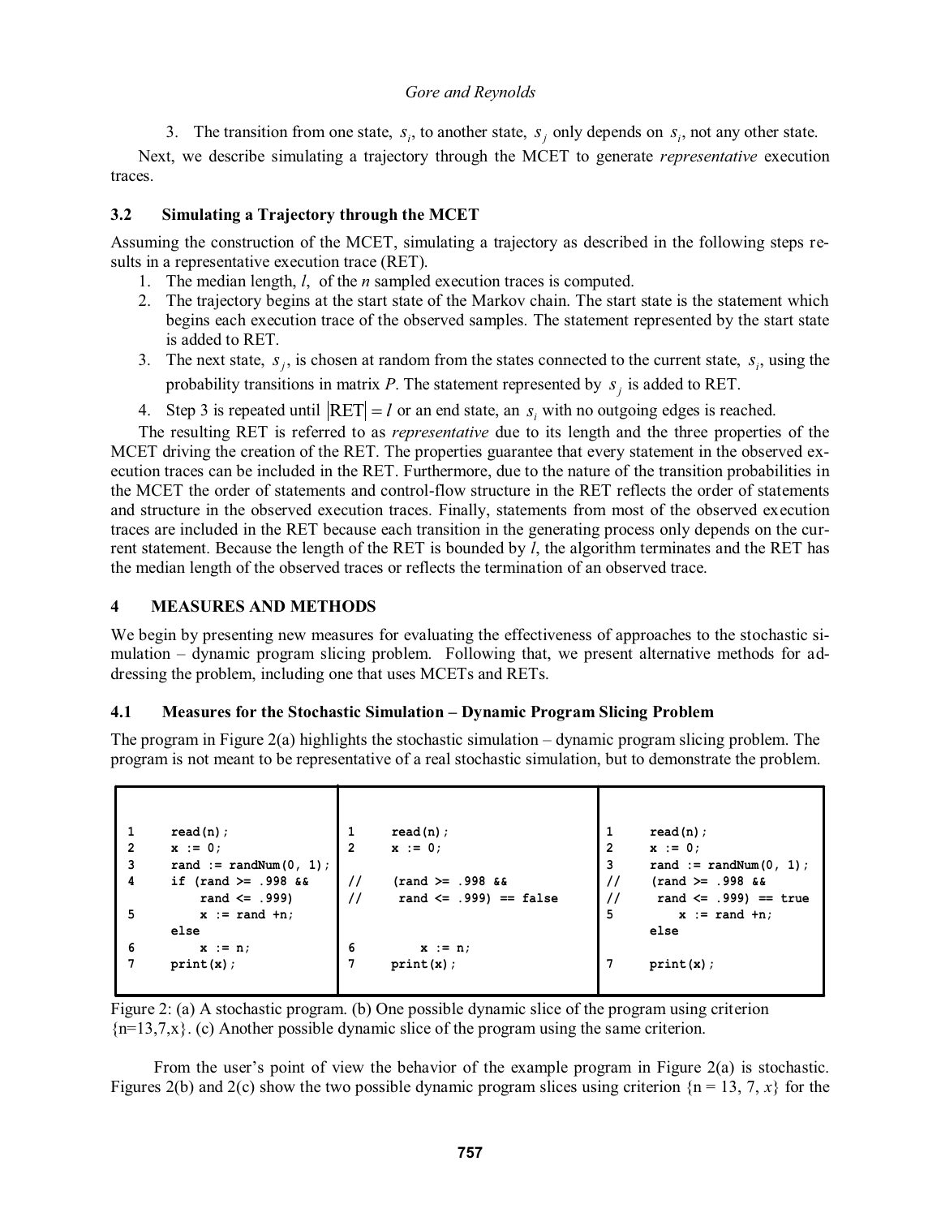3. The transition from one state, $s_i$, to another state, $s_j$ only depends on $s_i$, not any other state.

Next, we describe simulating a trajectory through the MCET to generate *representative* execution traces.

### 3.2 Simulating a Trajectory through the MCET

Assuming the construction of the MCET, simulating a trajectory as described in the following steps results in a representative execution trace (RET).

1. The median length, $l$, of the $n$ sampled execution traces is computed.
2. The trajectory begins at the start state of the Markov chain. The start state is the statement which begins each execution trace of the observed samples. The statement represented by the start state is added to RET.
3. The next state, $s_j$, is chosen at random from the states connected to the current state, $s_i$, using the probability transitions in matrix $P$. The statement represented by $s_j$ is added to RET.
4. Step 3 is repeated until $|\text{RET}| = l$ or an end state, an $s_i$ with no outgoing edges is reached.

The resulting RET is referred to as *representative* due to its length and the three properties of the MCET driving the creation of the RET. The properties guarantee that every statement in the observed execution traces can be included in the RET. Furthermore, due to the nature of the transition probabilities in the MCET the order of statements and control-flow structure in the RET reflects the order of statements and structure in the observed execution traces. Finally, statements from most of the observed execution traces are included in the RET because each transition in the generating process only depends on the current statement. Because the length of the RET is bounded by $l$, the algorithm terminates and the RET has the median length of the observed traces or reflects the termination of an observed trace.

## 4 MEASURES AND METHODS

We begin by presenting new measures for evaluating the effectiveness of approaches to the stochastic simulation – dynamic program slicing problem. Following that, we present alternative methods for addressing the problem, including one that uses MCETs and RETs.

### 4.1 Measures for the Stochastic Simulation – Dynamic Program Slicing Problem

The program in Figure 2(a) highlights the stochastic simulation – dynamic program slicing problem. The program is not meant to be representative of a real stochastic simulation, but to demonstrate the problem.

```
(a)
1     read(n);
2     x := 0;
3     rand := randNum(0, 1);
4     if (rand >= .998 &&
          rand <= .999)
5         x := rand +n;
      else
6         x := n;
7     print(x);
```

```
(b)
1     read(n);
2     x := 0;
//    (rand >= .998 &&
//     rand <= .999) == false
6         x := n;
7     print(x);
```

```
(c)
1     read(n);
2     x := 0;
3     rand := randNum(0, 1);
//    (rand >= .998 &&
//     rand <= .999) == true
5         x := rand +n;
      else
7     print(x);
```

Figure 2: (a) A stochastic program. (b) One possible dynamic slice of the program using criterion {n=13,7,x}. (c) Another possible dynamic slice of the program using the same criterion.

From the user's point of view the behavior of the example program in Figure 2(a) is stochastic. Figures 2(b) and 2(c) show the two possible dynamic program slices using criterion {n = 13, 7, $x$} for the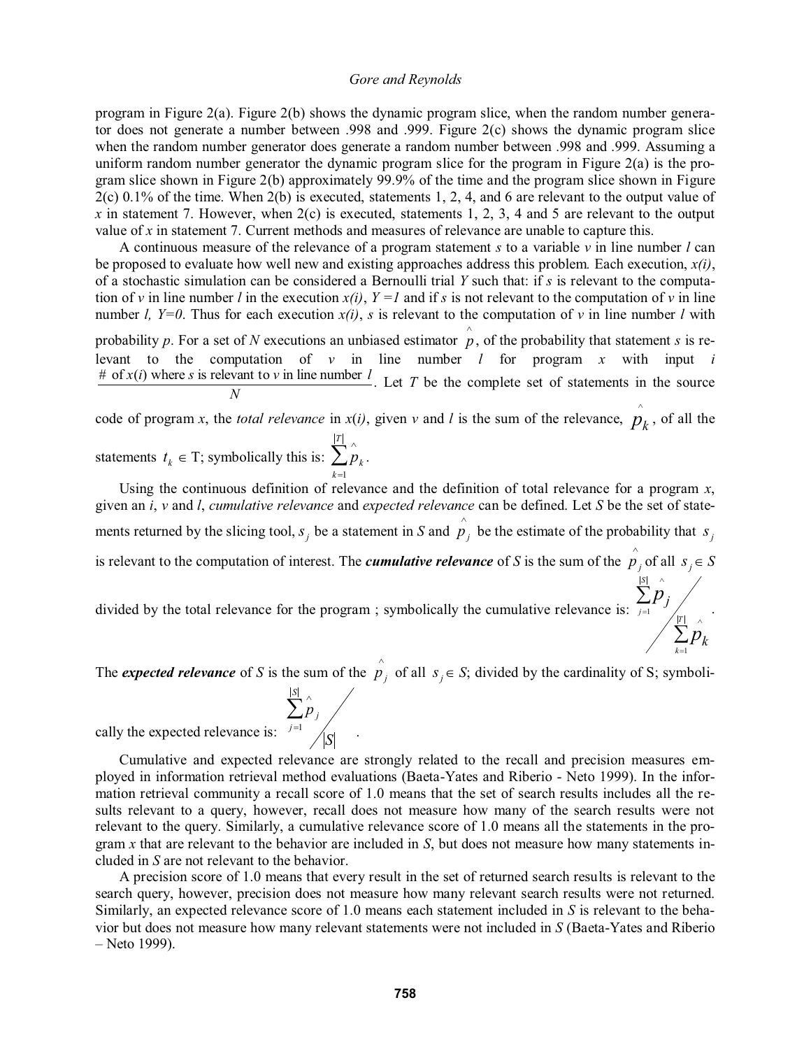program in Figure 2(a). Figure 2(b) shows the dynamic program slice, when the random number generator does not generate a number between .998 and .999. Figure 2(c) shows the dynamic program slice when the random number generator does generate a random number between .998 and .999. Assuming a uniform random number generator the dynamic program slice for the program in Figure 2(a) is the program slice shown in Figure 2(b) approximately 99.9% of the time and the program slice shown in Figure 2(c) 0.1% of the time. When 2(b) is executed, statements 1, 2, 4, and 6 are relevant to the output value of $x$ in statement 7. However, when 2(c) is executed, statements 1, 2, 3, 4 and 5 are relevant to the output value of $x$ in statement 7. Current methods and measures of relevance are unable to capture this.

A continuous measure of the relevance of a program statement $s$ to a variable $v$ in line number $l$ can be proposed to evaluate how well new and existing approaches address this problem. Each execution, $x(i)$, of a stochastic simulation can be considered a Bernoulli trial $Y$ such that: if $s$ is relevant to the computation of $v$ in line number $l$ in the execution $x(i)$, $Y=1$ and if $s$ is not relevant to the computation of $v$ in line number $l$, $Y=0$. Thus for each execution $x(i)$, $s$ is relevant to the computation of $v$ in line number $l$ with probability $p$. For a set of $N$ executions an unbiased estimator $\hat{p}$, of the probability that statement $s$ is relevant to the computation of $v$ in line number $l$ for program $x$ with input $i$ $\frac{\#\text{ of } x(i) \text{ where } s \text{ is relevant to } v \text{ in line number } l}{N}$. Let $T$ be the complete set of statements in the source code of program $x$, the *total relevance* in $x(i)$, given $v$ and $l$ is the sum of the relevance, $\hat{p}_k$, of all the statements $t_k \in$ T; symbolically this is: $\sum_{k=1}^{|T|} \hat{p}_k$.

Using the continuous definition of relevance and the definition of total relevance for a program $x$, given an $i$, $v$ and $l$, *cumulative relevance* and *expected relevance* can be defined. Let $S$ be the set of statements returned by the slicing tool, $s_j$ be a statement in $S$ and $\hat{p}_j$ be the estimate of the probability that $s_j$ is relevant to the computation of interest. The ***cumulative relevance*** of $S$ is the sum of the $\hat{p}_j$ of all $s_j \in S$ divided by the total relevance for the program ; symbolically the cumulative relevance is: $\sum_{j=1}^{|S|} \hat{p}_j \Big/ \sum_{k=1}^{|T|} \hat{p}_k$.

The ***expected relevance*** of $S$ is the sum of the $\hat{p}_j$ of all $s_j \in S$; divided by the cardinality of S; symbolically the expected relevance is: $\sum_{j=1}^{|S|} \hat{p}_j \Big/ |S|$.

Cumulative and expected relevance are strongly related to the recall and precision measures employed in information retrieval method evaluations (Baeta-Yates and Riberio - Neto 1999). In the information retrieval community a recall score of 1.0 means that the set of search results includes all the results relevant to a query, however, recall does not measure how many of the search results were not relevant to the query. Similarly, a cumulative relevance score of 1.0 means all the statements in the program $x$ that are relevant to the behavior are included in $S$, but does not measure how many statements included in $S$ are not relevant to the behavior.

A precision score of 1.0 means that every result in the set of returned search results is relevant to the search query, however, precision does not measure how many relevant search results were not returned. Similarly, an expected relevance score of 1.0 means each statement included in $S$ is relevant to the behavior but does not measure how many relevant statements were not included in $S$ (Baeta-Yates and Riberio – Neto 1999).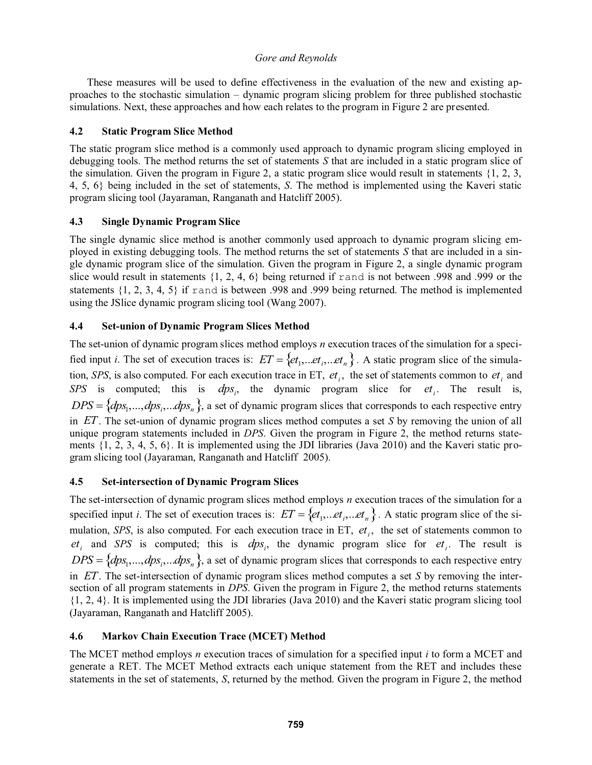These measures will be used to define effectiveness in the evaluation of the new and existing approaches to the stochastic simulation – dynamic program slicing problem for three published stochastic simulations. Next, these approaches and how each relates to the program in Figure 2 are presented.

### 4.2 Static Program Slice Method

The static program slice method is a commonly used approach to dynamic program slicing employed in debugging tools. The method returns the set of statements *S* that are included in a static program slice of the simulation. Given the program in Figure 2, a static program slice would result in statements {1, 2, 3, 4, 5, 6} being included in the set of statements, *S*. The method is implemented using the Kaveri static program slicing tool (Jayaraman, Ranganath and Hatcliff 2005).

### 4.3 Single Dynamic Program Slice

The single dynamic slice method is another commonly used approach to dynamic program slicing employed in existing debugging tools. The method returns the set of statements *S* that are included in a single dynamic program slice of the simulation. Given the program in Figure 2, a single dynamic program slice would result in statements {1, 2, 4, 6} being returned if `rand` is not between .998 and .999 or the statements {1, 2, 3, 4, 5} if `rand` is between .998 and .999 being returned. The method is implemented using the JSlice dynamic program slicing tool (Wang 2007).

### 4.4 Set-union of Dynamic Program Slices Method

The set-union of dynamic program slices method employs *n* execution traces of the simulation for a specified input *i*. The set of execution traces is: $ET = \{et_1, ...et_i, ...et_n\}$. A static program slice of the simulation, *SPS*, is also computed. For each execution trace in ET, $et_i$, the set of statements common to $et_i$ and *SPS* is computed; this is $dps_i$, the dynamic program slice for $et_i$. The result is, $DPS = \{dps_1, ..., dps_i, ...dps_n\}$, a set of dynamic program slices that corresponds to each respective entry in $ET$. The set-union of dynamic program slices method computes a set *S* by removing the union of all unique program statements included in *DPS*. Given the program in Figure 2, the method returns statements {1, 2, 3, 4, 5, 6}. It is implemented using the JDI libraries (Java 2010) and the Kaveri static program slicing tool (Jayaraman, Ranganath and Hatcliff 2005).

### 4.5 Set-intersection of Dynamic Program Slices

The set-intersection of dynamic program slices method employs *n* execution traces of the simulation for a specified input *i*. The set of execution traces is: $ET = \{et_1, ...et_i, ...et_n\}$. A static program slice of the simulation, *SPS*, is also computed. For each execution trace in ET, $et_i$, the set of statements common to $et_i$ and *SPS* is computed; this is $dps_i$, the dynamic program slice for $et_i$. The result is $DPS = \{dps_1, ..., dps_i, ...dps_n\}$, a set of dynamic program slices that corresponds to each respective entry in $ET$. The set-intersection of dynamic program slices method computes a set *S* by removing the intersection of all program statements in *DPS*. Given the program in Figure 2, the method returns statements {1, 2, 4}. It is implemented using the JDI libraries (Java 2010) and the Kaveri static program slicing tool (Jayaraman, Ranganath and Hatcliff 2005).

### 4.6 Markov Chain Execution Trace (MCET) Method

The MCET method employs *n* execution traces of simulation for a specified input *i* to form a MCET and generate a RET. The MCET Method extracts each unique statement from the RET and includes these statements in the set of statements, *S*, returned by the method. Given the program in Figure 2, the method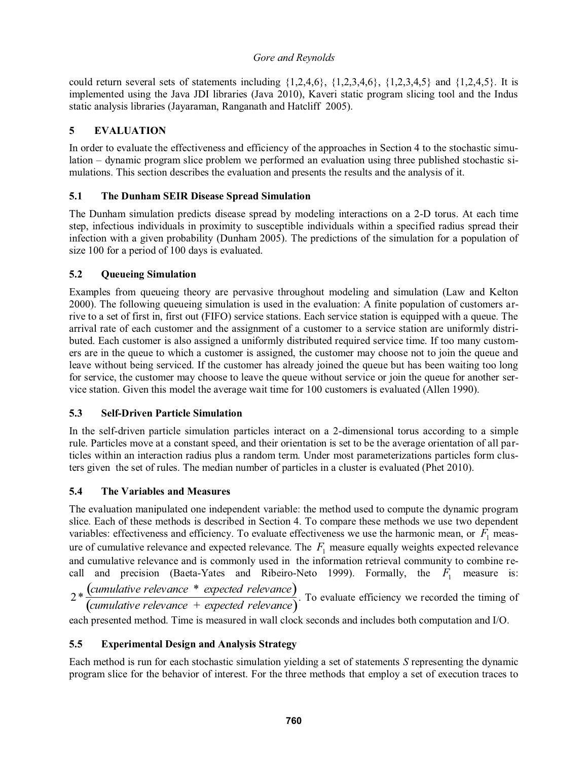could return several sets of statements including {1,2,4,6}, {1,2,3,4,6}, {1,2,3,4,5} and {1,2,4,5}. It is implemented using the Java JDI libraries (Java 2010), Kaveri static program slicing tool and the Indus static analysis libraries (Jayaraman, Ranganath and Hatcliff 2005).

## 5 EVALUATION

In order to evaluate the effectiveness and efficiency of the approaches in Section 4 to the stochastic simulation – dynamic program slice problem we performed an evaluation using three published stochastic simulations. This section describes the evaluation and presents the results and the analysis of it.

### 5.1 The Dunham SEIR Disease Spread Simulation

The Dunham simulation predicts disease spread by modeling interactions on a 2-D torus. At each time step, infectious individuals in proximity to susceptible individuals within a specified radius spread their infection with a given probability (Dunham 2005). The predictions of the simulation for a population of size 100 for a period of 100 days is evaluated.

### 5.2 Queueing Simulation

Examples from queueing theory are pervasive throughout modeling and simulation (Law and Kelton 2000). The following queueing simulation is used in the evaluation: A finite population of customers arrive to a set of first in, first out (FIFO) service stations. Each service station is equipped with a queue. The arrival rate of each customer and the assignment of a customer to a service station are uniformly distributed. Each customer is also assigned a uniformly distributed required service time. If too many customers are in the queue to which a customer is assigned, the customer may choose not to join the queue and leave without being serviced. If the customer has already joined the queue but has been waiting too long for service, the customer may choose to leave the queue without service or join the queue for another service station. Given this model the average wait time for 100 customers is evaluated (Allen 1990).

### 5.3 Self-Driven Particle Simulation

In the self-driven particle simulation particles interact on a 2-dimensional torus according to a simple rule. Particles move at a constant speed, and their orientation is set to be the average orientation of all particles within an interaction radius plus a random term. Under most parameterizations particles form clusters given the set of rules. The median number of particles in a cluster is evaluated (Phet 2010).

### 5.4 The Variables and Measures

The evaluation manipulated one independent variable: the method used to compute the dynamic program slice. Each of these methods is described in Section 4. To compare these methods we use two dependent variables: effectiveness and efficiency. To evaluate effectiveness we use the harmonic mean, or $F_1$ measure of cumulative relevance and expected relevance. The $F_1$ measure equally weights expected relevance and cumulative relevance and is commonly used in the information retrieval community to combine recall and precision (Baeta-Yates and Ribeiro-Neto 1999). Formally, the $F_1$ measure is: $2*\frac{(cumulative\ relevance\ *\ expected\ relevance)}{(cumulative\ relevance\ +\ expected\ relevance)}$. To evaluate efficiency we recorded the timing of each presented method. Time is measured in wall clock seconds and includes both computation and I/O.

### 5.5 Experimental Design and Analysis Strategy

Each method is run for each stochastic simulation yielding a set of statements *S* representing the dynamic program slice for the behavior of interest. For the three methods that employ a set of execution traces to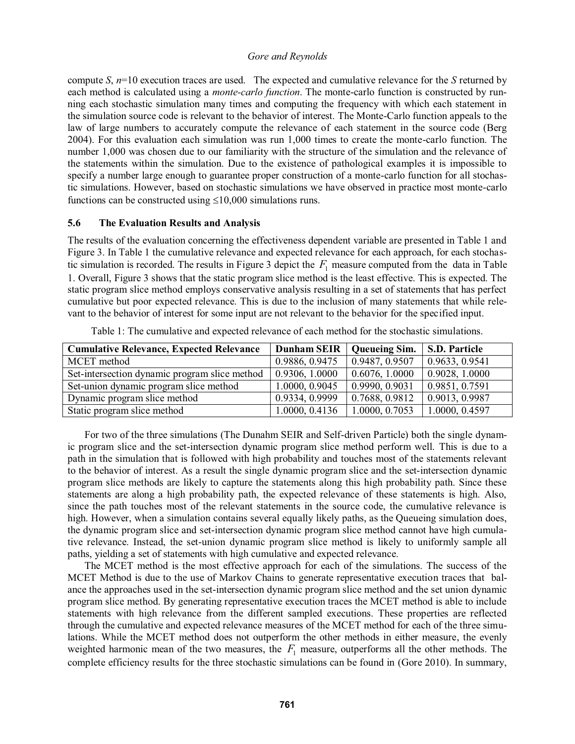compute *S*, $n$=10 execution traces are used. The expected and cumulative relevance for the *S* returned by each method is calculated using a *monte-carlo function*. The monte-carlo function is constructed by running each stochastic simulation many times and computing the frequency with which each statement in the simulation source code is relevant to the behavior of interest. The Monte-Carlo function appeals to the law of large numbers to accurately compute the relevance of each statement in the source code (Berg 2004). For this evaluation each simulation was run 1,000 times to create the monte-carlo function. The number 1,000 was chosen due to our familiarity with the structure of the simulation and the relevance of the statements within the simulation. Due to the existence of pathological examples it is impossible to specify a number large enough to guarantee proper construction of a monte-carlo function for all stochastic simulations. However, based on stochastic simulations we have observed in practice most monte-carlo functions can be constructed using ≤10,000 simulations runs.

### 5.6 The Evaluation Results and Analysis

The results of the evaluation concerning the effectiveness dependent variable are presented in Table 1 and Figure 3. In Table 1 the cumulative relevance and expected relevance for each approach, for each stochastic simulation is recorded. The results in Figure 3 depict the $F_1$ measure computed from the data in Table 1. Overall, Figure 3 shows that the static program slice method is the least effective. This is expected. The static program slice method employs conservative analysis resulting in a set of statements that has perfect cumulative but poor expected relevance. This is due to the inclusion of many statements that while relevant to the behavior of interest for some input are not relevant to the behavior for the specified input.

Table 1: The cumulative and expected relevance of each method for the stochastic simulations.

| Cumulative Relevance, Expected Relevance | Dunham SEIR | Queueing Sim. | S.D. Particle |
|---|---|---|---|
| MCET method | 0.9886, 0.9475 | 0.9487, 0.9507 | 0.9633, 0.9541 |
| Set-intersection dynamic program slice method | 0.9306, 1.0000 | 0.6076, 1.0000 | 0.9028, 1.0000 |
| Set-union dynamic program slice method | 1.0000, 0.9045 | 0.9990, 0.9031 | 0.9851, 0.7591 |
| Dynamic program slice method | 0.9334, 0.9999 | 0.7688, 0.9812 | 0.9013, 0.9987 |
| Static program slice method | 1.0000, 0.4136 | 1.0000, 0.7053 | 1.0000, 0.4597 |

For two of the three simulations (The Dunahm SEIR and Self-driven Particle) both the single dynamic program slice and the set-intersection dynamic program slice method perform well. This is due to a path in the simulation that is followed with high probability and touches most of the statements relevant to the behavior of interest. As a result the single dynamic program slice and the set-intersection dynamic program slice methods are likely to capture the statements along this high probability path. Since these statements are along a high probability path, the expected relevance of these statements is high. Also, since the path touches most of the relevant statements in the source code, the cumulative relevance is high. However, when a simulation contains several equally likely paths, as the Queueing simulation does, the dynamic program slice and set-intersection dynamic program slice method cannot have high cumulative relevance. Instead, the set-union dynamic program slice method is likely to uniformly sample all paths, yielding a set of statements with high cumulative and expected relevance.

The MCET method is the most effective approach for each of the simulations. The success of the MCET Method is due to the use of Markov Chains to generate representative execution traces that balance the approaches used in the set-intersection dynamic program slice method and the set union dynamic program slice method. By generating representative execution traces the MCET method is able to include statements with high relevance from the different sampled executions. These properties are reflected through the cumulative and expected relevance measures of the MCET method for each of the three simulations. While the MCET method does not outperform the other methods in either measure, the evenly weighted harmonic mean of the two measures, the $F_1$ measure, outperforms all the other methods. The complete efficiency results for the three stochastic simulations can be found in (Gore 2010). In summary,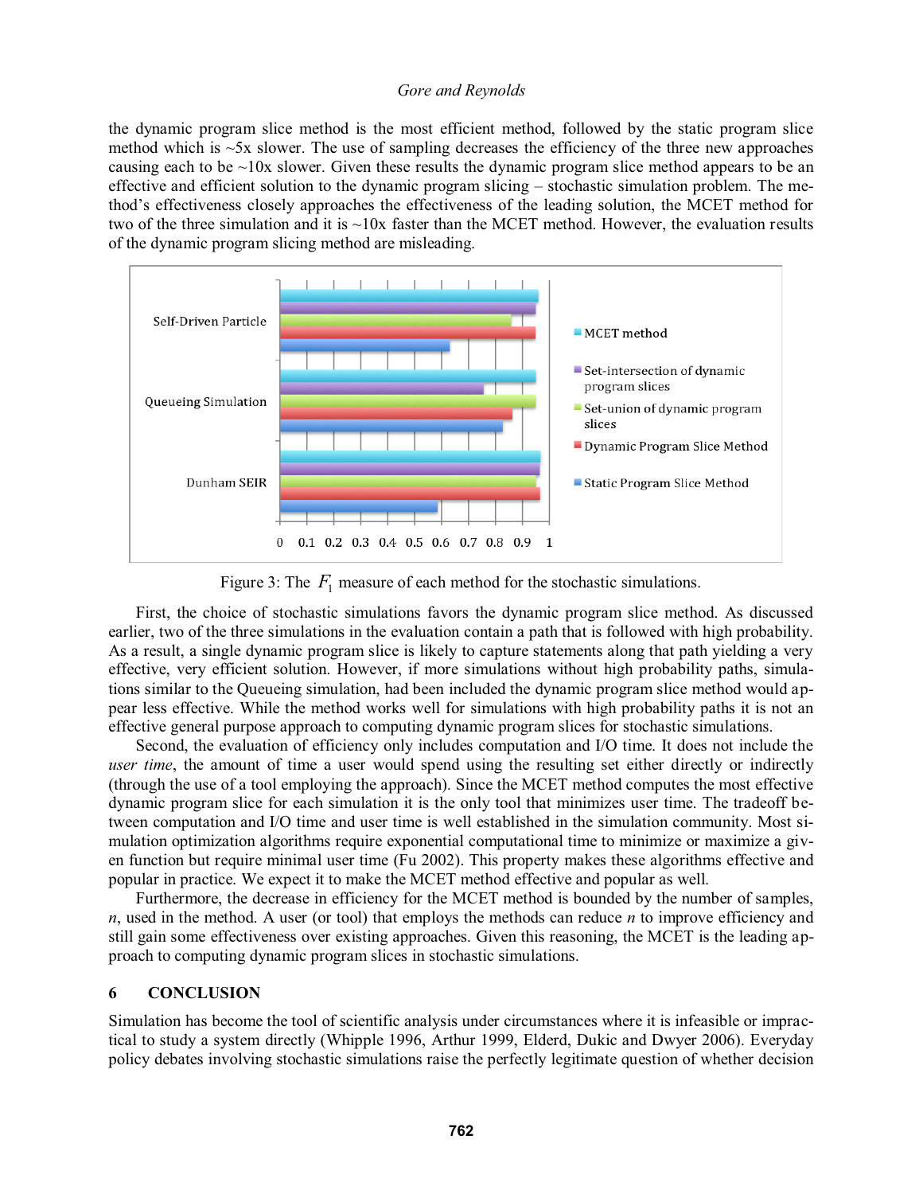the dynamic program slice method is the most efficient method, followed by the static program slice method which is ~5x slower. The use of sampling decreases the efficiency of the three new approaches causing each to be ~10x slower. Given these results the dynamic program slice method appears to be an effective and efficient solution to the dynamic program slicing – stochastic simulation problem. The method's effectiveness closely approaches the effectiveness of the leading solution, the MCET method for two of the three simulation and it is ~10x faster than the MCET method. However, the evaluation results of the dynamic program slicing method are misleading.

Self-Driven Particle

Queueing Simulation

Dunham SEIR

0 0.1 0.2 0.3 0.4 0.5 0.6 0.7 0.8 0.9 1

MCET method

Set-intersection of dynamic program slices

Set-union of dynamic program slices

Dynamic Program Slice Method

Static Program Slice Method

Figure 3: The $F_1$ measure of each method for the stochastic simulations.

First, the choice of stochastic simulations favors the dynamic program slice method. As discussed earlier, two of the three simulations in the evaluation contain a path that is followed with high probability. As a result, a single dynamic program slice is likely to capture statements along that path yielding a very effective, very efficient solution. However, if more simulations without high probability paths, simulations similar to the Queueing simulation, had been included the dynamic program slice method would appear less effective. While the method works well for simulations with high probability paths it is not an effective general purpose approach to computing dynamic program slices for stochastic simulations.

Second, the evaluation of efficiency only includes computation and I/O time. It does not include the *user time*, the amount of time a user would spend using the resulting set either directly or indirectly (through the use of a tool employing the approach). Since the MCET method computes the most effective dynamic program slice for each simulation it is the only tool that minimizes user time. The tradeoff between computation and I/O time and user time is well established in the simulation community. Most simulation optimization algorithms require exponential computational time to minimize or maximize a given function but require minimal user time (Fu 2002). This property makes these algorithms effective and popular in practice. We expect it to make the MCET method effective and popular as well.

Furthermore, the decrease in efficiency for the MCET method is bounded by the number of samples, $n$, used in the method. A user (or tool) that employs the methods can reduce $n$ to improve efficiency and still gain some effectiveness over existing approaches. Given this reasoning, the MCET is the leading approach to computing dynamic program slices in stochastic simulations.

## 6 CONCLUSION

Simulation has become the tool of scientific analysis under circumstances where it is infeasible or impractical to study a system directly (Whipple 1996, Arthur 1999, Elderd, Dukic and Dwyer 2006). Everyday policy debates involving stochastic simulations raise the perfectly legitimate question of whether decision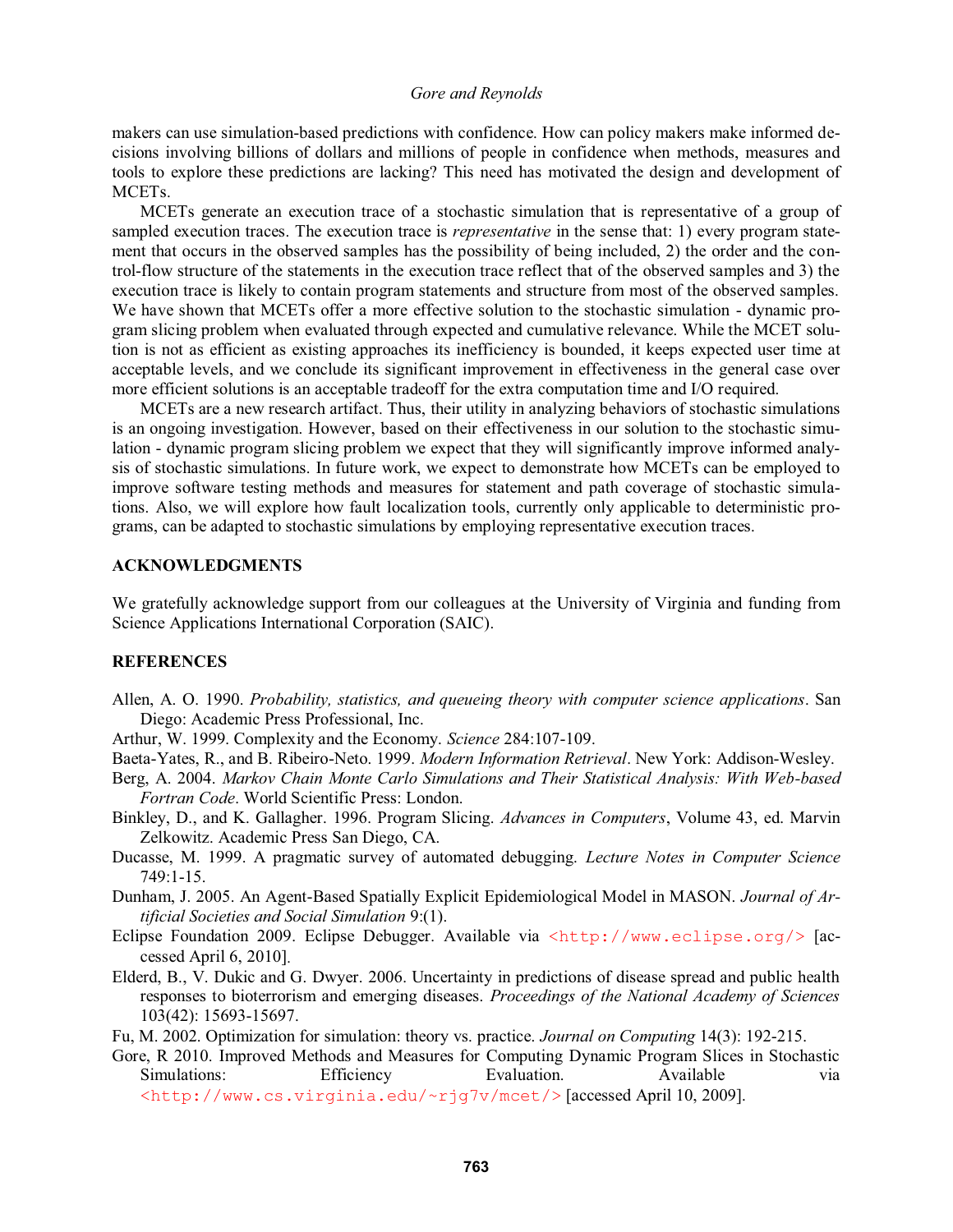makers can use simulation-based predictions with confidence. How can policy makers make informed decisions involving billions of dollars and millions of people in confidence when methods, measures and tools to explore these predictions are lacking? This need has motivated the design and development of MCETs.

MCETs generate an execution trace of a stochastic simulation that is representative of a group of sampled execution traces. The execution trace is *representative* in the sense that: 1) every program statement that occurs in the observed samples has the possibility of being included, 2) the order and the control-flow structure of the statements in the execution trace reflect that of the observed samples and 3) the execution trace is likely to contain program statements and structure from most of the observed samples. We have shown that MCETs offer a more effective solution to the stochastic simulation - dynamic program slicing problem when evaluated through expected and cumulative relevance. While the MCET solution is not as efficient as existing approaches its inefficiency is bounded, it keeps expected user time at acceptable levels, and we conclude its significant improvement in effectiveness in the general case over more efficient solutions is an acceptable tradeoff for the extra computation time and I/O required.

MCETs are a new research artifact. Thus, their utility in analyzing behaviors of stochastic simulations is an ongoing investigation. However, based on their effectiveness in our solution to the stochastic simulation - dynamic program slicing problem we expect that they will significantly improve informed analysis of stochastic simulations. In future work, we expect to demonstrate how MCETs can be employed to improve software testing methods and measures for statement and path coverage of stochastic simulations. Also, we will explore how fault localization tools, currently only applicable to deterministic programs, can be adapted to stochastic simulations by employing representative execution traces.

## ACKNOWLEDGMENTS

We gratefully acknowledge support from our colleagues at the University of Virginia and funding from Science Applications International Corporation (SAIC).

## REFERENCES

Allen, A. O. 1990. *Probability, statistics, and queueing theory with computer science applications*. San Diego: Academic Press Professional, Inc.

Arthur, W. 1999. Complexity and the Economy. *Science* 284:107-109.

Baeta-Yates, R., and B. Ribeiro-Neto. 1999. *Modern Information Retrieval*. New York: Addison-Wesley.

Berg, A. 2004. *Markov Chain Monte Carlo Simulations and Their Statistical Analysis: With Web-based Fortran Code*. World Scientific Press: London.

Binkley, D., and K. Gallagher. 1996. Program Slicing. *Advances in Computers*, Volume 43, ed. Marvin Zelkowitz. Academic Press San Diego, CA.

Ducasse, M. 1999. A pragmatic survey of automated debugging. *Lecture Notes in Computer Science* 749:1-15.

Dunham, J. 2005. An Agent-Based Spatially Explicit Epidemiological Model in MASON. *Journal of Artificial Societies and Social Simulation* 9:(1).

Eclipse Foundation 2009. Eclipse Debugger. Available via <http://www.eclipse.org/> [accessed April 6, 2010].

Elderd, B., V. Dukic and G. Dwyer. 2006. Uncertainty in predictions of disease spread and public health responses to bioterrorism and emerging diseases. *Proceedings of the National Academy of Sciences* 103(42): 15693-15697.

Fu, M. 2002. Optimization for simulation: theory vs. practice. *Journal on Computing* 14(3): 192-215.

Gore, R 2010. Improved Methods and Measures for Computing Dynamic Program Slices in Stochastic Simulations: Efficiency Evaluation. Available via <http://www.cs.virginia.edu/~rjg7v/mcet/> [accessed April 10, 2009].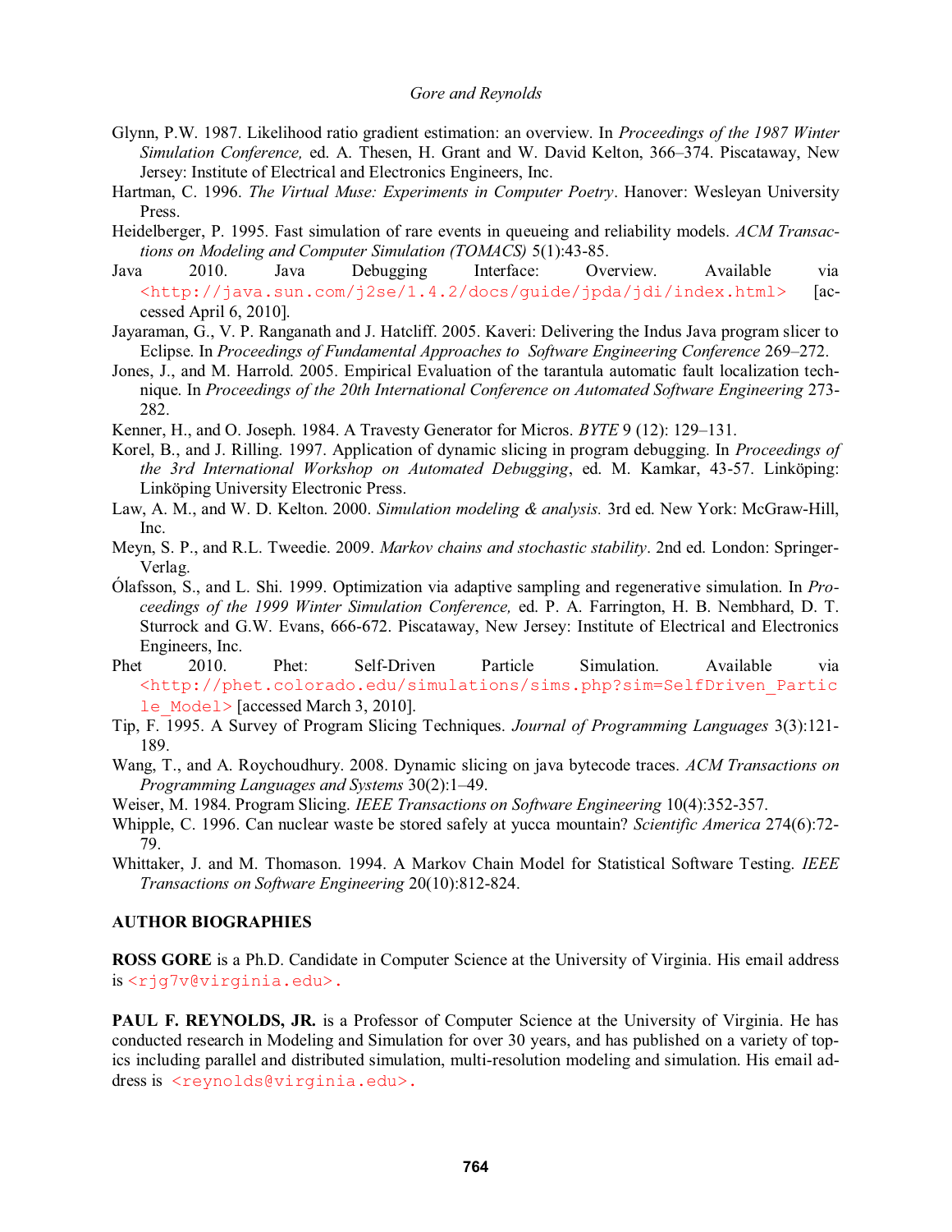Glynn, P.W. 1987. Likelihood ratio gradient estimation: an overview. In *Proceedings of the 1987 Winter Simulation Conference,* ed. A. Thesen, H. Grant and W. David Kelton, 366–374. Piscataway, New Jersey: Institute of Electrical and Electronics Engineers, Inc.

Hartman, C. 1996. *The Virtual Muse: Experiments in Computer Poetry*. Hanover: Wesleyan University Press.

Heidelberger, P. 1995. Fast simulation of rare events in queueing and reliability models. *ACM Transactions on Modeling and Computer Simulation (TOMACS)* 5(1):43-85.

Java 2010. Java Debugging Interface: Overview. Available via <http://java.sun.com/j2se/1.4.2/docs/guide/jpda/jdi/index.html> [accessed April 6, 2010].

Jayaraman, G., V. P. Ranganath and J. Hatcliff. 2005. Kaveri: Delivering the Indus Java program slicer to Eclipse. In *Proceedings of Fundamental Approaches to Software Engineering Conference* 269–272.

Jones, J., and M. Harrold. 2005. Empirical Evaluation of the tarantula automatic fault localization technique. In *Proceedings of the 20th International Conference on Automated Software Engineering* 273-282.

Kenner, H., and O. Joseph. 1984. A Travesty Generator for Micros. *BYTE* 9 (12): 129–131.

Korel, B., and J. Rilling. 1997. Application of dynamic slicing in program debugging. In *Proceedings of the 3rd International Workshop on Automated Debugging*, ed. M. Kamkar, 43-57. Linköping: Linköping University Electronic Press.

Law, A. M., and W. D. Kelton. 2000. *Simulation modeling & analysis.* 3rd ed. New York: McGraw-Hill, Inc.

Meyn, S. P., and R.L. Tweedie. 2009. *Markov chains and stochastic stability*. 2nd ed. London: Springer-Verlag.

Ólafsson, S., and L. Shi. 1999. Optimization via adaptive sampling and regenerative simulation. In *Proceedings of the 1999 Winter Simulation Conference,* ed. P. A. Farrington, H. B. Nembhard, D. T. Sturrock and G.W. Evans, 666-672. Piscataway, New Jersey: Institute of Electrical and Electronics Engineers, Inc.

Phet 2010. Phet: Self-Driven Particle Simulation. Available via <http://phet.colorado.edu/simulations/sims.php?sim=SelfDriven_Particle_Model> [accessed March 3, 2010].

Tip, F. 1995. A Survey of Program Slicing Techniques. *Journal of Programming Languages* 3(3):121-189.

Wang, T., and A. Roychoudhury. 2008. Dynamic slicing on java bytecode traces. *ACM Transactions on Programming Languages and Systems* 30(2):1–49.

Weiser, M. 1984. Program Slicing. *IEEE Transactions on Software Engineering* 10(4):352-357.

Whipple, C. 1996. Can nuclear waste be stored safely at yucca mountain? *Scientific America* 274(6):72-79.

Whittaker, J. and M. Thomason. 1994. A Markov Chain Model for Statistical Software Testing. *IEEE Transactions on Software Engineering* 20(10):812-824.

## AUTHOR BIOGRAPHIES

**ROSS GORE** is a Ph.D. Candidate in Computer Science at the University of Virginia. His email address is <rjg7v@virginia.edu>.

**PAUL F. REYNOLDS, JR.** is a Professor of Computer Science at the University of Virginia. He has conducted research in Modeling and Simulation for over 30 years, and has published on a variety of topics including parallel and distributed simulation, multi-resolution modeling and simulation. His email address is <reynolds@virginia.edu>.